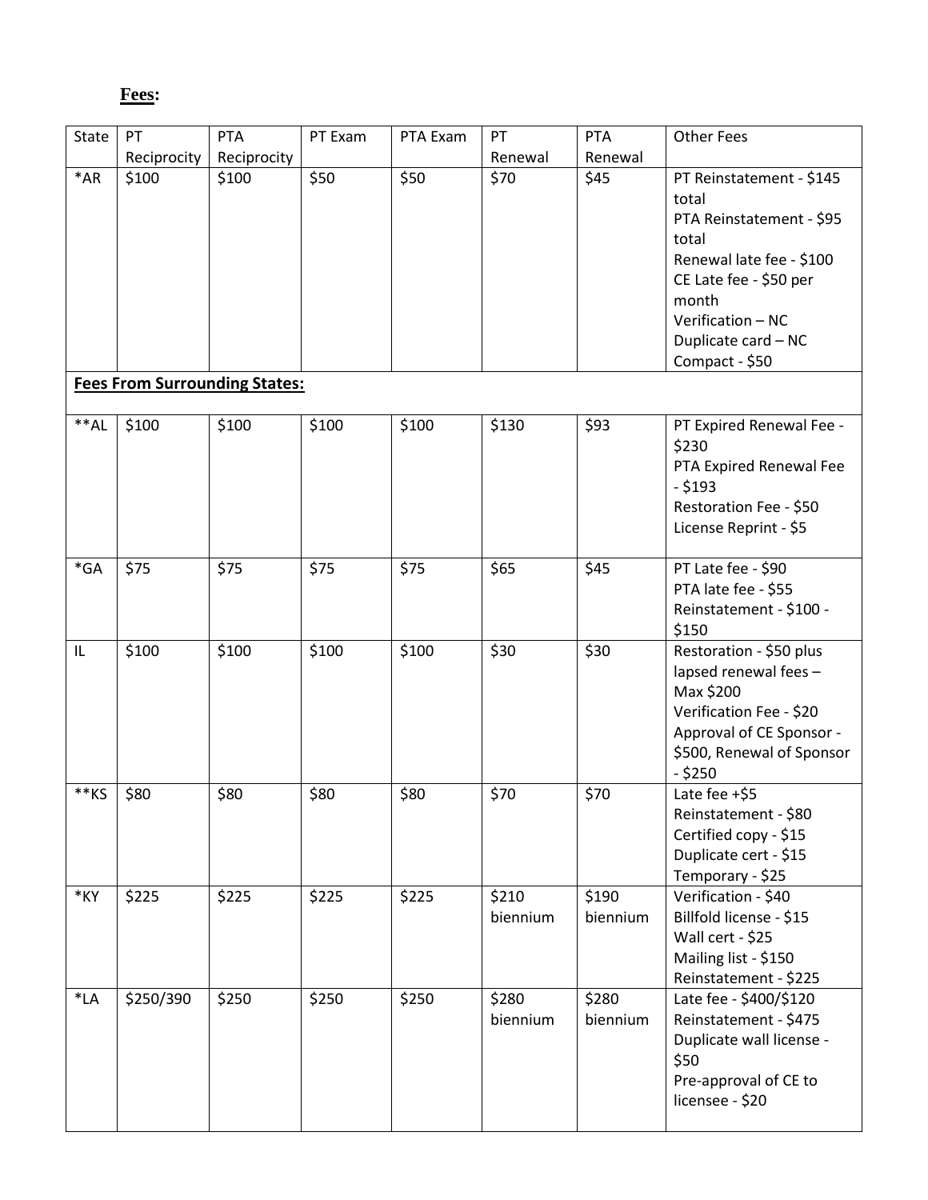**Fees:**

| State | PT Reciprocity | PTA Reciprocity | PT Exam | PTA Exam | PT Renewal | PTA Renewal | Other Fees |
|---|---|---|---|---|---|---|---|
| *AR | $100 | $100 | $50 | $50 | $70 | $45 | PT Reinstatement - $145 total<br>PTA Reinstatement - $95 total<br>Renewal late fee - $100<br>CE Late fee - $50 per month<br>Verification – NC<br>Duplicate card – NC<br>Compact - $50 |
| **Fees From Surrounding States:** | | | | | | | |
| **AL | $100 | $100 | $100 | $100 | $130 | $93 | PT Expired Renewal Fee - $230<br>PTA Expired Renewal Fee - $193<br>Restoration Fee - $50<br>License Reprint - $5 |
| *GA | $75 | $75 | $75 | $75 | $65 | $45 | PT Late fee - $90<br>PTA late fee - $55<br>Reinstatement - $100 - $150 |
| IL | $100 | $100 | $100 | $100 | $30 | $30 | Restoration - $50 plus lapsed renewal fees – Max $200<br>Verification Fee - $20<br>Approval of CE Sponsor - $500, Renewal of Sponsor - $250 |
| **KS | $80 | $80 | $80 | $80 | $70 | $70 | Late fee +$5<br>Reinstatement - $80<br>Certified copy - $15<br>Duplicate cert - $15<br>Temporary - $25 |
| *KY | $225 | $225 | $225 | $225 | $210 biennium | $190 biennium | Verification - $40<br>Billfold license - $15<br>Wall cert - $25<br>Mailing list - $150<br>Reinstatement - $225 |
| *LA | $250/390 | $250 | $250 | $250 | $280 biennium | $280 biennium | Late fee - $400/$120<br>Reinstatement - $475<br>Duplicate wall license - $50<br>Pre-approval of CE to licensee - $20 |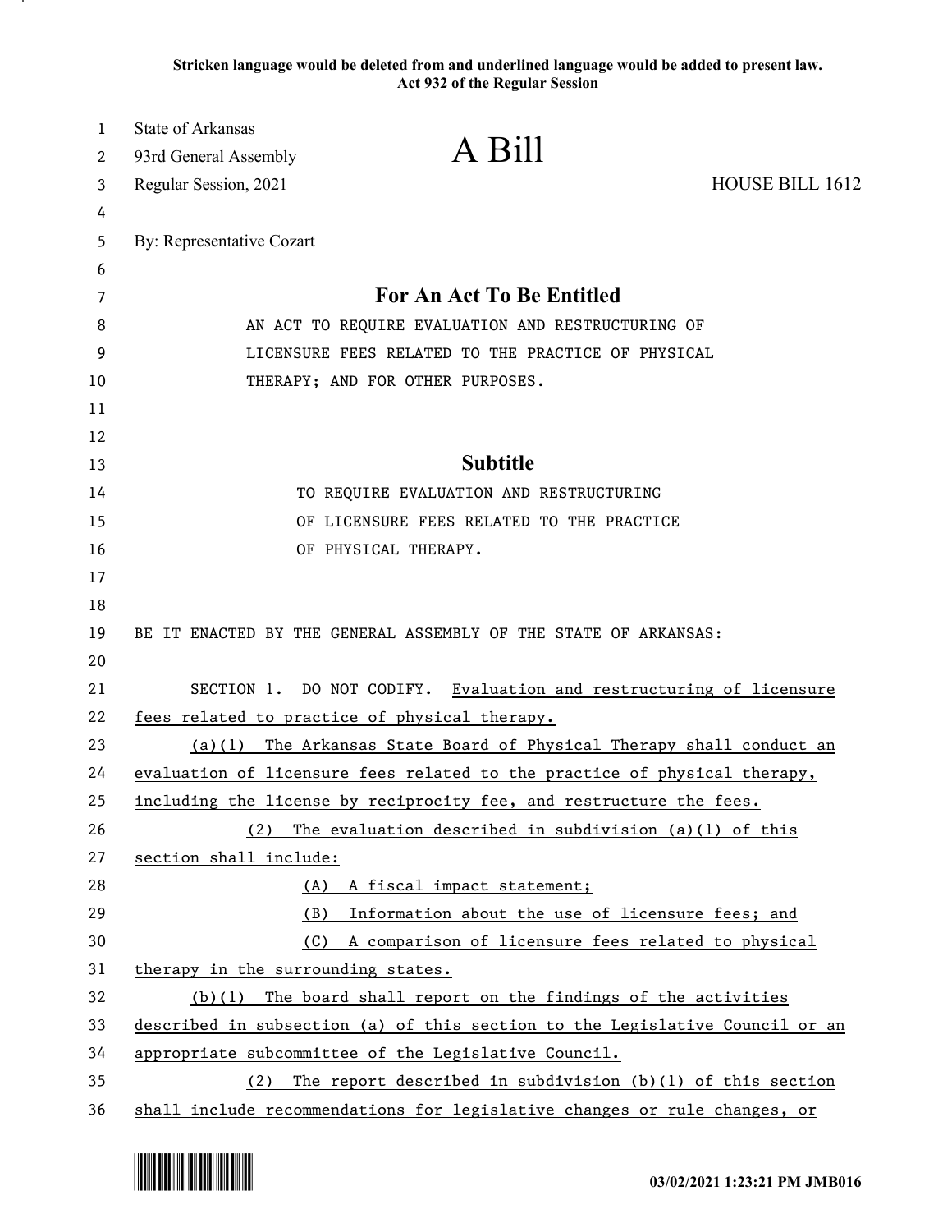**Stricken language would be deleted from and underlined language would be added to present law.**
**Act 932 of the Regular Session**

State of Arkansas
93rd General Assembly
Regular Session, 2021

# A Bill

HOUSE BILL 1612

By: Representative Cozart

## For An Act To Be Entitled

AN ACT TO REQUIRE EVALUATION AND RESTRUCTURING OF LICENSURE FEES RELATED TO THE PRACTICE OF PHYSICAL THERAPY; AND FOR OTHER PURPOSES.

## Subtitle

TO REQUIRE EVALUATION AND RESTRUCTURING OF LICENSURE FEES RELATED TO THE PRACTICE OF PHYSICAL THERAPY.

BE IT ENACTED BY THE GENERAL ASSEMBLY OF THE STATE OF ARKANSAS:

SECTION 1. DO NOT CODIFY. Evaluation and restructuring of licensure fees related to practice of physical therapy.

(a)(1) The Arkansas State Board of Physical Therapy shall conduct an evaluation of licensure fees related to the practice of physical therapy, including the license by reciprocity fee, and restructure the fees.

(2) The evaluation described in subdivision (a)(1) of this section shall include:

(A) A fiscal impact statement;

(B) Information about the use of licensure fees; and

(C) A comparison of licensure fees related to physical therapy in the surrounding states.

(b)(1) The board shall report on the findings of the activities described in subsection (a) of this section to the Legislative Council or an appropriate subcommittee of the Legislative Council.

(2) The report described in subdivision (b)(1) of this section shall include recommendations for legislative changes or rule changes, or

03/02/2021 1:23:21 PM JMB016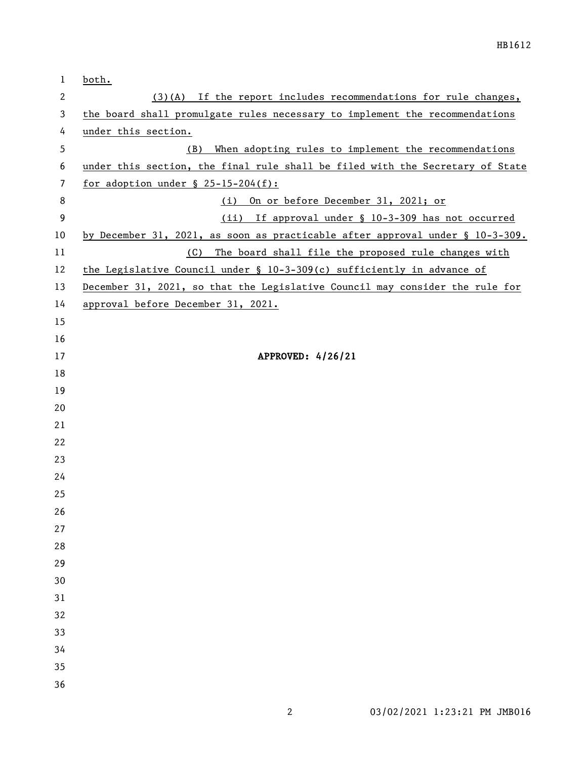both.

(3)(A) If the report includes recommendations for rule changes, the board shall promulgate rules necessary to implement the recommendations under this section.

(B) When adopting rules to implement the recommendations under this section, the final rule shall be filed with the Secretary of State for adoption under § 25-15-204(f):

(i) On or before December 31, 2021; or

(ii) If approval under § 10-3-309 has not occurred by December 31, 2021, as soon as practicable after approval under § 10-3-309.

(C) The board shall file the proposed rule changes with the Legislative Council under § 10-3-309(c) sufficiently in advance of December 31, 2021, so that the Legislative Council may consider the rule for approval before December 31, 2021.

**APPROVED: 4/26/21**